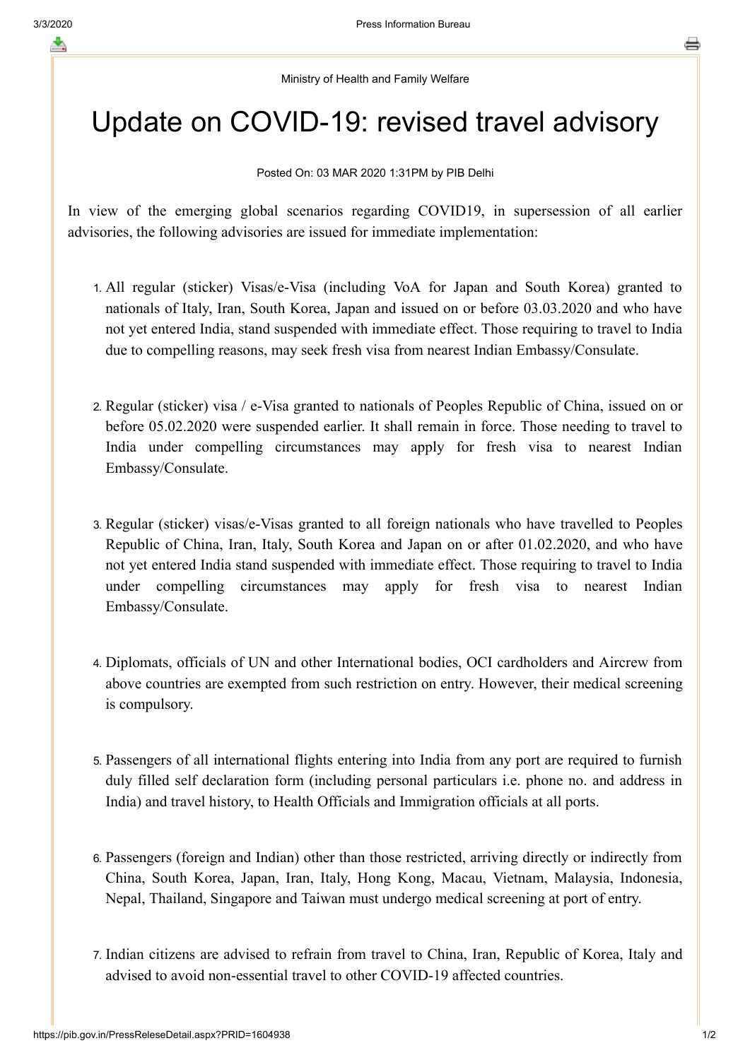Ministry of Health and Family Welfare

# Update on COVID-19: revised travel advisory

Posted On: 03 MAR 2020 1:31PM by PIB Delhi

In view of the emerging global scenarios regarding COVID19, in supersession of all earlier advisories, the following advisories are issued for immediate implementation:

1. All regular (sticker) Visas/e-Visa (including VoA for Japan and South Korea) granted to nationals of Italy, Iran, South Korea, Japan and issued on or before 03.03.2020 and who have not yet entered India, stand suspended with immediate effect. Those requiring to travel to India due to compelling reasons, may seek fresh visa from nearest Indian Embassy/Consulate.

2. Regular (sticker) visa / e-Visa granted to nationals of Peoples Republic of China, issued on or before 05.02.2020 were suspended earlier. It shall remain in force. Those needing to travel to India under compelling circumstances may apply for fresh visa to nearest Indian Embassy/Consulate.

3. Regular (sticker) visas/e-Visas granted to all foreign nationals who have travelled to Peoples Republic of China, Iran, Italy, South Korea and Japan on or after 01.02.2020, and who have not yet entered India stand suspended with immediate effect. Those requiring to travel to India under compelling circumstances may apply for fresh visa to nearest Indian Embassy/Consulate.

4. Diplomats, officials of UN and other International bodies, OCI cardholders and Aircrew from above countries are exempted from such restriction on entry. However, their medical screening is compulsory.

5. Passengers of all international flights entering into India from any port are required to furnish duly filled self declaration form (including personal particulars i.e. phone no. and address in India) and travel history, to Health Officials and Immigration officials at all ports.

6. Passengers (foreign and Indian) other than those restricted, arriving directly or indirectly from China, South Korea, Japan, Iran, Italy, Hong Kong, Macau, Vietnam, Malaysia, Indonesia, Nepal, Thailand, Singapore and Taiwan must undergo medical screening at port of entry.

7. Indian citizens are advised to refrain from travel to China, Iran, Republic of Korea, Italy and advised to avoid non-essential travel to other COVID-19 affected countries.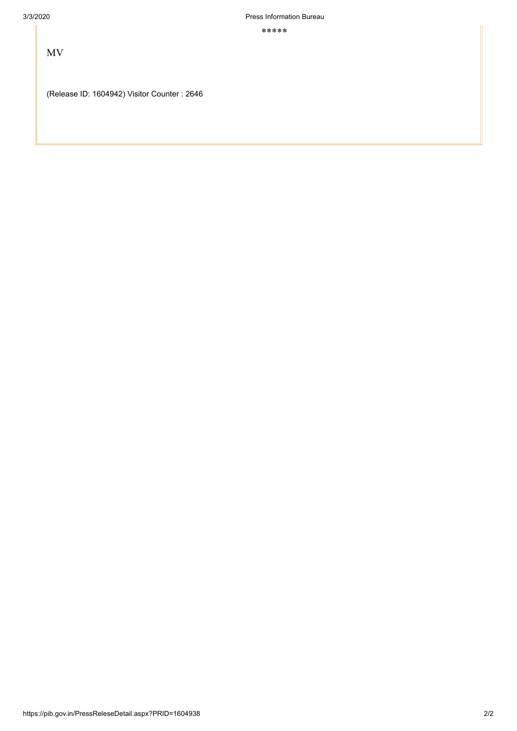*****

MV

(Release ID: 1604942) Visitor Counter : 2646